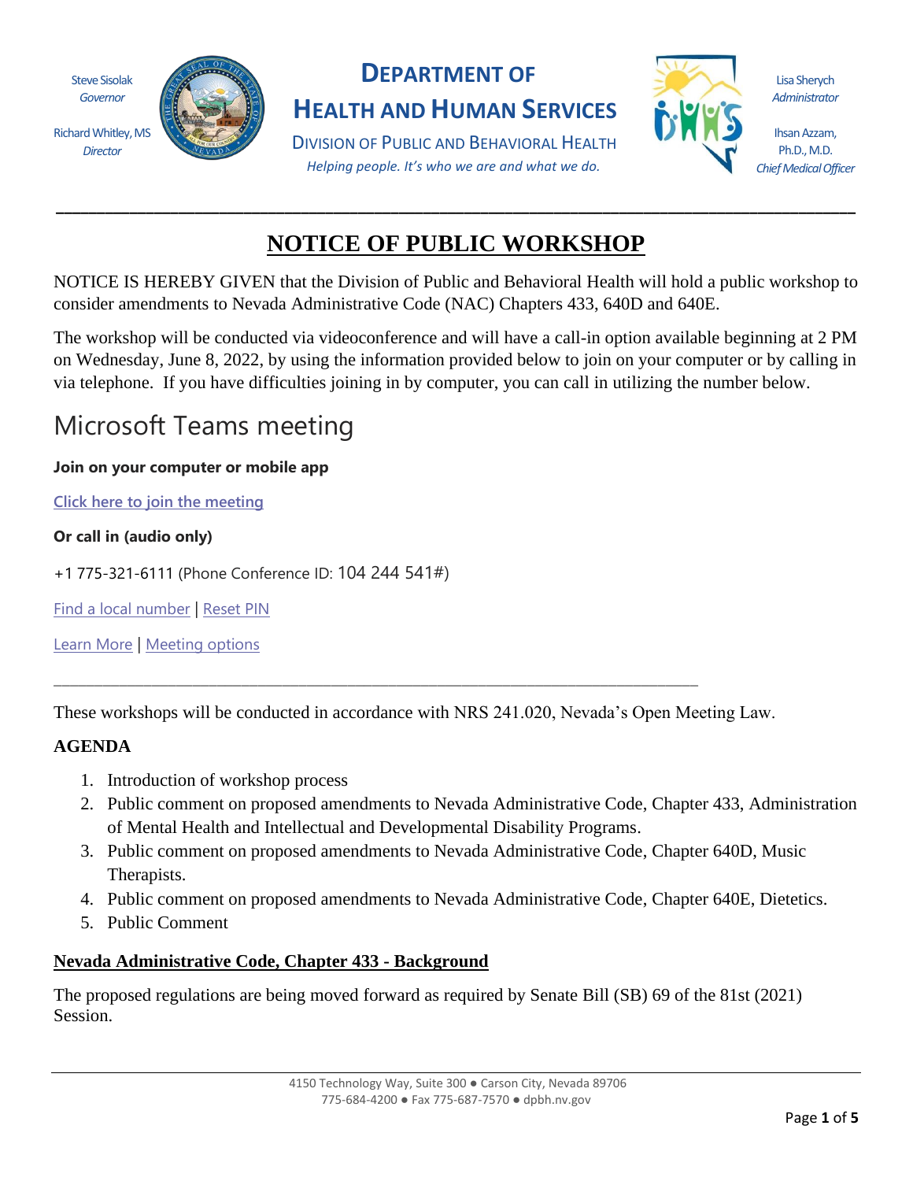Steve Sisolak
*Governor*

Richard Whitley, MS
*Director*

# DEPARTMENT OF HEALTH AND HUMAN SERVICES

DIVISION OF PUBLIC AND BEHAVIORAL HEALTH

*Helping people. It's who we are and what we do.*

Lisa Sherych
*Administrator*

Ihsan Azzam, Ph.D., M.D.
*Chief Medical Officer*

---

## NOTICE OF PUBLIC WORKSHOP

NOTICE IS HEREBY GIVEN that the Division of Public and Behavioral Health will hold a public workshop to consider amendments to Nevada Administrative Code (NAC) Chapters 433, 640D and 640E.

The workshop will be conducted via videoconference and will have a call-in option available beginning at 2 PM on Wednesday, June 8, 2022, by using the information provided below to join on your computer or by calling in via telephone. If you have difficulties joining in by computer, you can call in utilizing the number below.

# Microsoft Teams meeting

**Join on your computer or mobile app**

Click here to join the meeting

**Or call in (audio only)**

+1 775-321-6111 (Phone Conference ID: 104 244 541#)

Find a local number | Reset PIN

Learn More | Meeting options

---

These workshops will be conducted in accordance with NRS 241.020, Nevada's Open Meeting Law.

**AGENDA**

1. Introduction of workshop process
2. Public comment on proposed amendments to Nevada Administrative Code, Chapter 433, Administration of Mental Health and Intellectual and Developmental Disability Programs.
3. Public comment on proposed amendments to Nevada Administrative Code, Chapter 640D, Music Therapists.
4. Public comment on proposed amendments to Nevada Administrative Code, Chapter 640E, Dietetics.
5. Public Comment

**Nevada Administrative Code, Chapter 433 - Background**

The proposed regulations are being moved forward as required by Senate Bill (SB) 69 of the 81st (2021) Session.

4150 Technology Way, Suite 300 ● Carson City, Nevada 89706
775-684-4200 ● Fax 775-687-7570 ● dpbh.nv.gov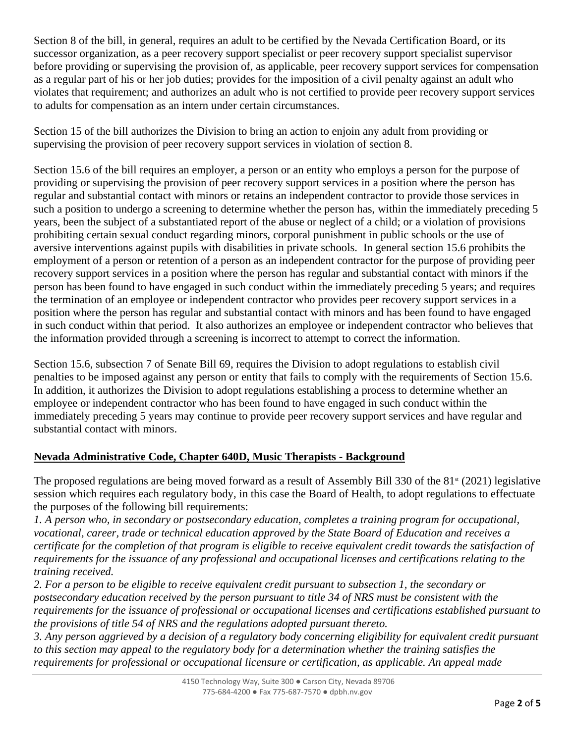Section 8 of the bill, in general, requires an adult to be certified by the Nevada Certification Board, or its successor organization, as a peer recovery support specialist or peer recovery support specialist supervisor before providing or supervising the provision of, as applicable, peer recovery support services for compensation as a regular part of his or her job duties; provides for the imposition of a civil penalty against an adult who violates that requirement; and authorizes an adult who is not certified to provide peer recovery support services to adults for compensation as an intern under certain circumstances.

Section 15 of the bill authorizes the Division to bring an action to enjoin any adult from providing or supervising the provision of peer recovery support services in violation of section 8.

Section 15.6 of the bill requires an employer, a person or an entity who employs a person for the purpose of providing or supervising the provision of peer recovery support services in a position where the person has regular and substantial contact with minors or retains an independent contractor to provide those services in such a position to undergo a screening to determine whether the person has, within the immediately preceding 5 years, been the subject of a substantiated report of the abuse or neglect of a child; or a violation of provisions prohibiting certain sexual conduct regarding minors, corporal punishment in public schools or the use of aversive interventions against pupils with disabilities in private schools. In general section 15.6 prohibits the employment of a person or retention of a person as an independent contractor for the purpose of providing peer recovery support services in a position where the person has regular and substantial contact with minors if the person has been found to have engaged in such conduct within the immediately preceding 5 years; and requires the termination of an employee or independent contractor who provides peer recovery support services in a position where the person has regular and substantial contact with minors and has been found to have engaged in such conduct within that period. It also authorizes an employee or independent contractor who believes that the information provided through a screening is incorrect to attempt to correct the information.

Section 15.6, subsection 7 of Senate Bill 69, requires the Division to adopt regulations to establish civil penalties to be imposed against any person or entity that fails to comply with the requirements of Section 15.6. In addition, it authorizes the Division to adopt regulations establishing a process to determine whether an employee or independent contractor who has been found to have engaged in such conduct within the immediately preceding 5 years may continue to provide peer recovery support services and have regular and substantial contact with minors.

**Nevada Administrative Code, Chapter 640D, Music Therapists - Background**

The proposed regulations are being moved forward as a result of Assembly Bill 330 of the 81st (2021) legislative session which requires each regulatory body, in this case the Board of Health, to adopt regulations to effectuate the purposes of the following bill requirements:

*1. A person who, in secondary or postsecondary education, completes a training program for occupational, vocational, career, trade or technical education approved by the State Board of Education and receives a certificate for the completion of that program is eligible to receive equivalent credit towards the satisfaction of requirements for the issuance of any professional and occupational licenses and certifications relating to the training received.*

*2. For a person to be eligible to receive equivalent credit pursuant to subsection 1, the secondary or postsecondary education received by the person pursuant to title 34 of NRS must be consistent with the requirements for the issuance of professional or occupational licenses and certifications established pursuant to the provisions of title 54 of NRS and the regulations adopted pursuant thereto.*

*3. Any person aggrieved by a decision of a regulatory body concerning eligibility for equivalent credit pursuant to this section may appeal to the regulatory body for a determination whether the training satisfies the requirements for professional or occupational licensure or certification, as applicable. An appeal made*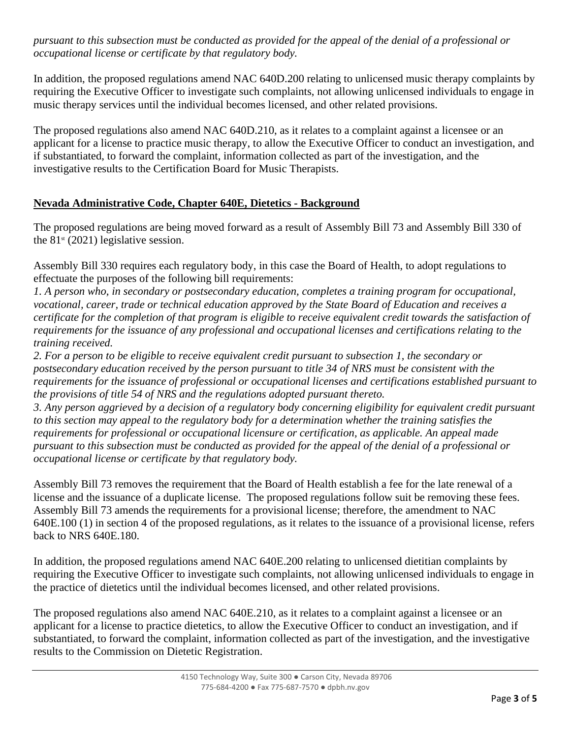*pursuant to this subsection must be conducted as provided for the appeal of the denial of a professional or occupational license or certificate by that regulatory body.*

In addition, the proposed regulations amend NAC 640D.200 relating to unlicensed music therapy complaints by requiring the Executive Officer to investigate such complaints, not allowing unlicensed individuals to engage in music therapy services until the individual becomes licensed, and other related provisions.

The proposed regulations also amend NAC 640D.210, as it relates to a complaint against a licensee or an applicant for a license to practice music therapy, to allow the Executive Officer to conduct an investigation, and if substantiated, to forward the complaint, information collected as part of the investigation, and the investigative results to the Certification Board for Music Therapists.

**Nevada Administrative Code, Chapter 640E, Dietetics - Background**

The proposed regulations are being moved forward as a result of Assembly Bill 73 and Assembly Bill 330 of the 81st (2021) legislative session.

Assembly Bill 330 requires each regulatory body, in this case the Board of Health, to adopt regulations to effectuate the purposes of the following bill requirements:

*1. A person who, in secondary or postsecondary education, completes a training program for occupational, vocational, career, trade or technical education approved by the State Board of Education and receives a certificate for the completion of that program is eligible to receive equivalent credit towards the satisfaction of requirements for the issuance of any professional and occupational licenses and certifications relating to the training received.*

*2. For a person to be eligible to receive equivalent credit pursuant to subsection 1, the secondary or postsecondary education received by the person pursuant to title 34 of NRS must be consistent with the requirements for the issuance of professional or occupational licenses and certifications established pursuant to the provisions of title 54 of NRS and the regulations adopted pursuant thereto.*

*3. Any person aggrieved by a decision of a regulatory body concerning eligibility for equivalent credit pursuant to this section may appeal to the regulatory body for a determination whether the training satisfies the requirements for professional or occupational licensure or certification, as applicable. An appeal made pursuant to this subsection must be conducted as provided for the appeal of the denial of a professional or occupational license or certificate by that regulatory body.*

Assembly Bill 73 removes the requirement that the Board of Health establish a fee for the late renewal of a license and the issuance of a duplicate license. The proposed regulations follow suit be removing these fees. Assembly Bill 73 amends the requirements for a provisional license; therefore, the amendment to NAC 640E.100 (1) in section 4 of the proposed regulations, as it relates to the issuance of a provisional license, refers back to NRS 640E.180.

In addition, the proposed regulations amend NAC 640E.200 relating to unlicensed dietitian complaints by requiring the Executive Officer to investigate such complaints, not allowing unlicensed individuals to engage in the practice of dietetics until the individual becomes licensed, and other related provisions.

The proposed regulations also amend NAC 640E.210, as it relates to a complaint against a licensee or an applicant for a license to practice dietetics, to allow the Executive Officer to conduct an investigation, and if substantiated, to forward the complaint, information collected as part of the investigation, and the investigative results to the Commission on Dietetic Registration.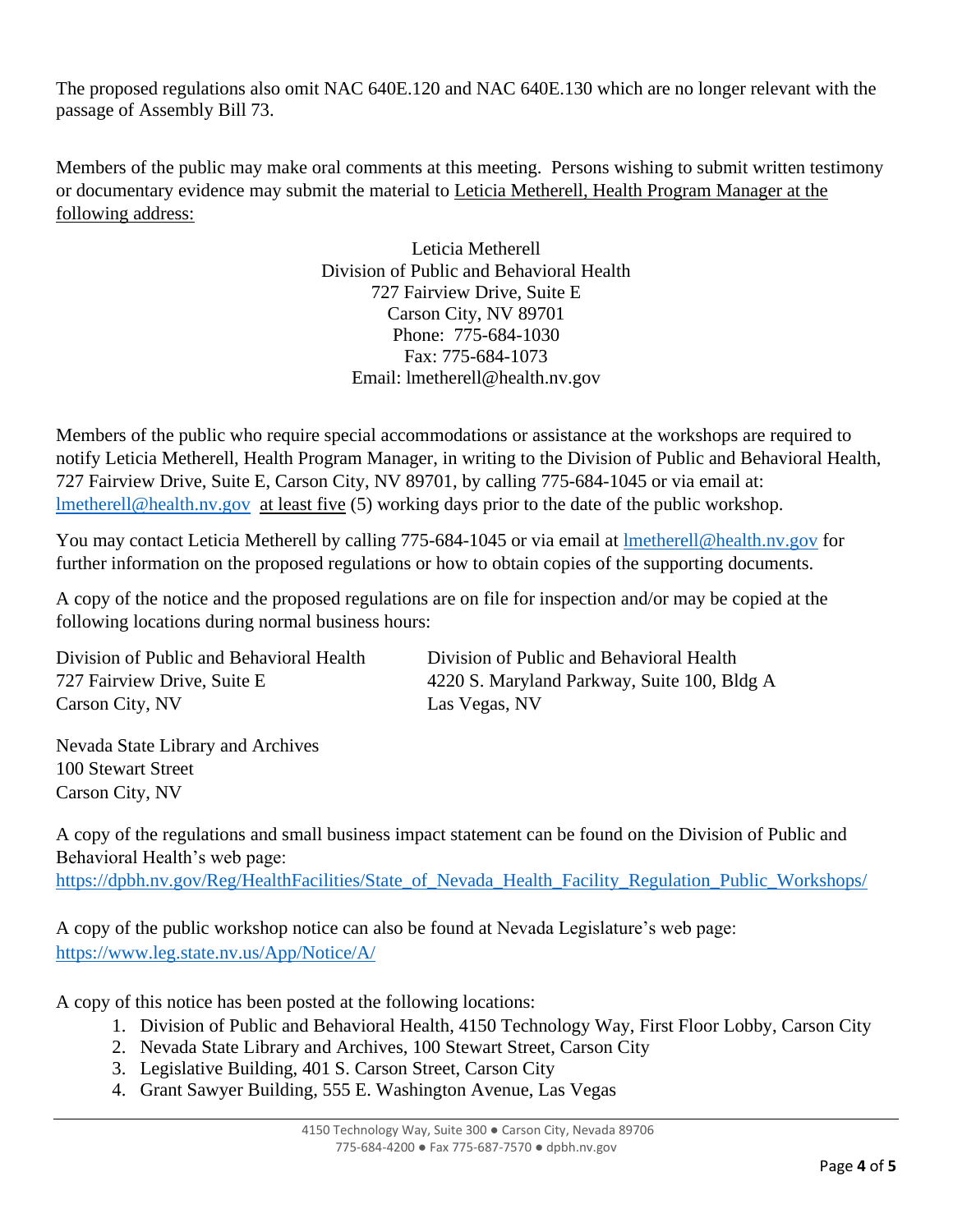The proposed regulations also omit NAC 640E.120 and NAC 640E.130 which are no longer relevant with the passage of Assembly Bill 73.

Members of the public may make oral comments at this meeting. Persons wishing to submit written testimony or documentary evidence may submit the material to Leticia Metherell, Health Program Manager at the following address:

Leticia Metherell
Division of Public and Behavioral Health
727 Fairview Drive, Suite E
Carson City, NV 89701
Phone: 775-684-1030
Fax: 775-684-1073
Email: lmetherell@health.nv.gov

Members of the public who require special accommodations or assistance at the workshops are required to notify Leticia Metherell, Health Program Manager, in writing to the Division of Public and Behavioral Health, 727 Fairview Drive, Suite E, Carson City, NV 89701, by calling 775-684-1045 or via email at: lmetherell@health.nv.gov at least five (5) working days prior to the date of the public workshop.

You may contact Leticia Metherell by calling 775-684-1045 or via email at lmetherell@health.nv.gov for further information on the proposed regulations or how to obtain copies of the supporting documents.

A copy of the notice and the proposed regulations are on file for inspection and/or may be copied at the following locations during normal business hours:

Division of Public and Behavioral Health
727 Fairview Drive, Suite E
Carson City, NV

Division of Public and Behavioral Health
4220 S. Maryland Parkway, Suite 100, Bldg A
Las Vegas, NV

Nevada State Library and Archives
100 Stewart Street
Carson City, NV

A copy of the regulations and small business impact statement can be found on the Division of Public and Behavioral Health's web page:
https://dpbh.nv.gov/Reg/HealthFacilities/State_of_Nevada_Health_Facility_Regulation_Public_Workshops/

A copy of the public workshop notice can also be found at Nevada Legislature's web page:
https://www.leg.state.nv.us/App/Notice/A/

A copy of this notice has been posted at the following locations:

1. Division of Public and Behavioral Health, 4150 Technology Way, First Floor Lobby, Carson City
2. Nevada State Library and Archives, 100 Stewart Street, Carson City
3. Legislative Building, 401 S. Carson Street, Carson City
4. Grant Sawyer Building, 555 E. Washington Avenue, Las Vegas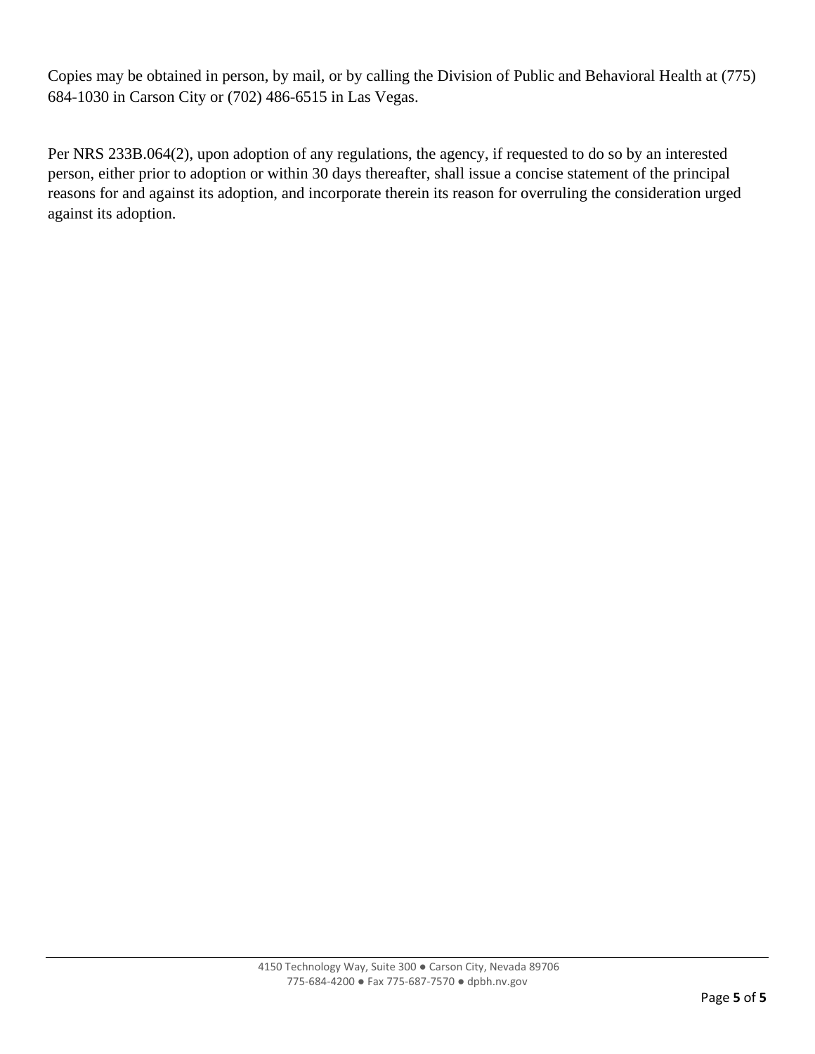Copies may be obtained in person, by mail, or by calling the Division of Public and Behavioral Health at (775) 684-1030 in Carson City or (702) 486-6515 in Las Vegas.

Per NRS 233B.064(2), upon adoption of any regulations, the agency, if requested to do so by an interested person, either prior to adoption or within 30 days thereafter, shall issue a concise statement of the principal reasons for and against its adoption, and incorporate therein its reason for overruling the consideration urged against its adoption.